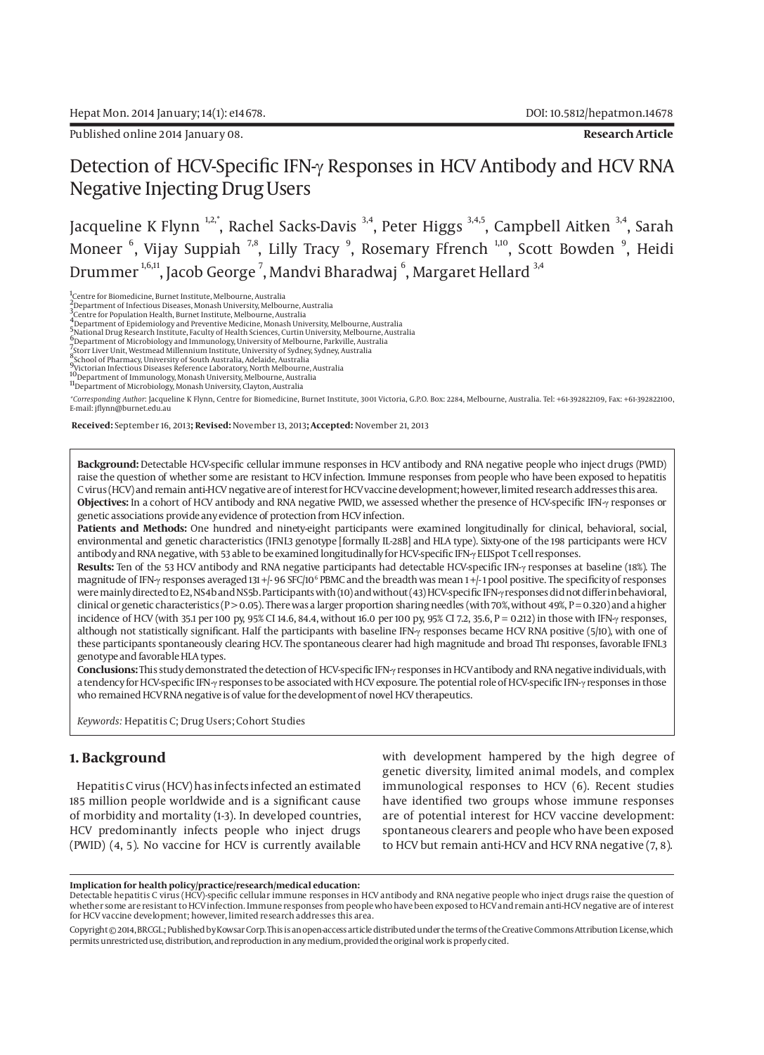Published online 2014 January 08.

**Research Article**

# Detection of HCV-Specific IFN-γ Responses in HCV Antibody and HCV RNA Negative Injecting Drug Users

Jacqueline K Flynn [1,2,*], Rachel Sacks-Davis [3,4], Peter Higgs [3,4,5], Campbell Aitken [3,4], Sarah Moneer [6], Vijay Suppiah [7,8], Lilly Tracy [9], Rosemary Ffrench [1,10], Scott Bowden [9], Heidi Drummer [1,6,11], Jacob George [7], Mandvi Bharadwaj [6], Margaret Hellard [3,4]

[1] Centre for Biomedicine, Burnet Institute, Melbourne, Australia
[2] Department of Infectious Diseases, Monash University, Melbourne, Australia
[3] Centre for Population Health, Burnet Institute, Melbourne, Australia
[4] Department of Epidemiology and Preventive Medicine, Monash University, Melbourne, Australia
[5] National Drug Research Institute, Faculty of Health Sciences, Curtin University, Melbourne, Australia
[6] Department of Microbiology and Immunology, University of Melbourne, Parkville, Australia
[7] Storr Liver Unit, Westmead Millennium Institute, University of Sydney, Sydney, Australia
[8] School of Pharmacy, University of South Australia, Adelaide, Australia
[9] Victorian Infectious Diseases Reference Laboratory, North Melbourne, Australia
[10] Department of Immunology, Monash University, Melbourne, Australia
[11] Department of Microbiology, Monash University, Clayton, Australia

*Corresponding Author: Jacqueline K Flynn, Centre for Biomedicine, Burnet Institute, 3001 Victoria, G.P.O. Box: 2284, Melbourne, Australia. Tel: +61-392822109, Fax: +61-392822100, E-mail: jflynn@burnet.edu.au

**Received:** September 16, 2013; **Revised:** November 13, 2013; **Accepted:** November 21, 2013

**Background:** Detectable HCV-specific cellular immune responses in HCV antibody and RNA negative people who inject drugs (PWID) raise the question of whether some are resistant to HCV infection. Immune responses from people who have been exposed to hepatitis C virus (HCV) and remain anti-HCV negative are of interest for HCV vaccine development; however, limited research addresses this area.

**Objectives:** In a cohort of HCV antibody and RNA negative PWID, we assessed whether the presence of HCV-specific IFN-γ responses or genetic associations provide any evidence of protection from HCV infection.

**Patients and Methods:** One hundred and ninety-eight participants were examined longitudinally for clinical, behavioral, social, environmental and genetic characteristics (IFNL3 genotype [formally IL-28B] and HLA type). Sixty-one of the 198 participants were HCV antibody and RNA negative, with 53 able to be examined longitudinally for HCV-specific IFN-γ ELISpot T cell responses.

**Results:** Ten of the 53 HCV antibody and RNA negative participants had detectable HCV-specific IFN-γ responses at baseline (18%). The magnitude of IFN-γ responses averaged 131 +/- 96 SFC/$10^6$ PBMC and the breadth was mean 1 +/- 1 pool positive. The specificity of responses were mainly directed to E2, NS4b and NS5b. Participants with (10) and without (43) HCV-specific IFN-γ responses did not differ in behavioral, clinical or genetic characteristics ($P > 0.05$). There was a larger proportion sharing needles (with 70%, without 49%, $P = 0.320$) and a higher incidence of HCV (with 35.1 per 100 py, 95% CI 14.6, 84.4, without 16.0 per 100 py, 95% CI 7.2, 35.6, $P = 0.212$) in those with IFN-γ responses, although not statistically significant. Half the participants with baseline IFN-γ responses became HCV RNA positive (5/10), with one of these participants spontaneously clearing HCV. The spontaneous clearer had high magnitude and broad Th1 responses, favorable IFNL3 genotype and favorable HLA types.

**Conclusions:** This study demonstrated the detection of HCV-specific IFN-γ responses in HCV antibody and RNA negative individuals, with a tendency for HCV-specific IFN-γ responses to be associated with HCV exposure. The potential role of HCV-specific IFN-γ responses in those who remained HCV RNA negative is of value for the development of novel HCV therapeutics.

*Keywords:* Hepatitis C; Drug Users; Cohort Studies

## 1. Background

Hepatitis C virus (HCV) has infects infected an estimated 185 million people worldwide and is a significant cause of morbidity and mortality (1-3). In developed countries, HCV predominantly infects people who inject drugs (PWID) (4, 5). No vaccine for HCV is currently available with development hampered by the high degree of genetic diversity, limited animal models, and complex immunological responses to HCV (6). Recent studies have identified two groups whose immune responses are of potential interest for HCV vaccine development: spontaneous clearers and people who have been exposed to HCV but remain anti-HCV and HCV RNA negative (7, 8).

**Implication for health policy/practice/research/medical education:**
Detectable hepatitis C virus (HCV)-specific cellular immune responses in HCV antibody and RNA negative people who inject drugs raise the question of whether some are resistant to HCV infection. Immune responses from people who have been exposed to HCV and remain anti-HCV negative are of interest for HCV vaccine development; however, limited research addresses this area.

Copyright © 2014, BRCGL.; Published by Kowsar Corp. This is an open-access article distributed under the terms of the Creative Commons Attribution License, which permits unrestricted use, distribution, and reproduction in any medium, provided the original work is properly cited.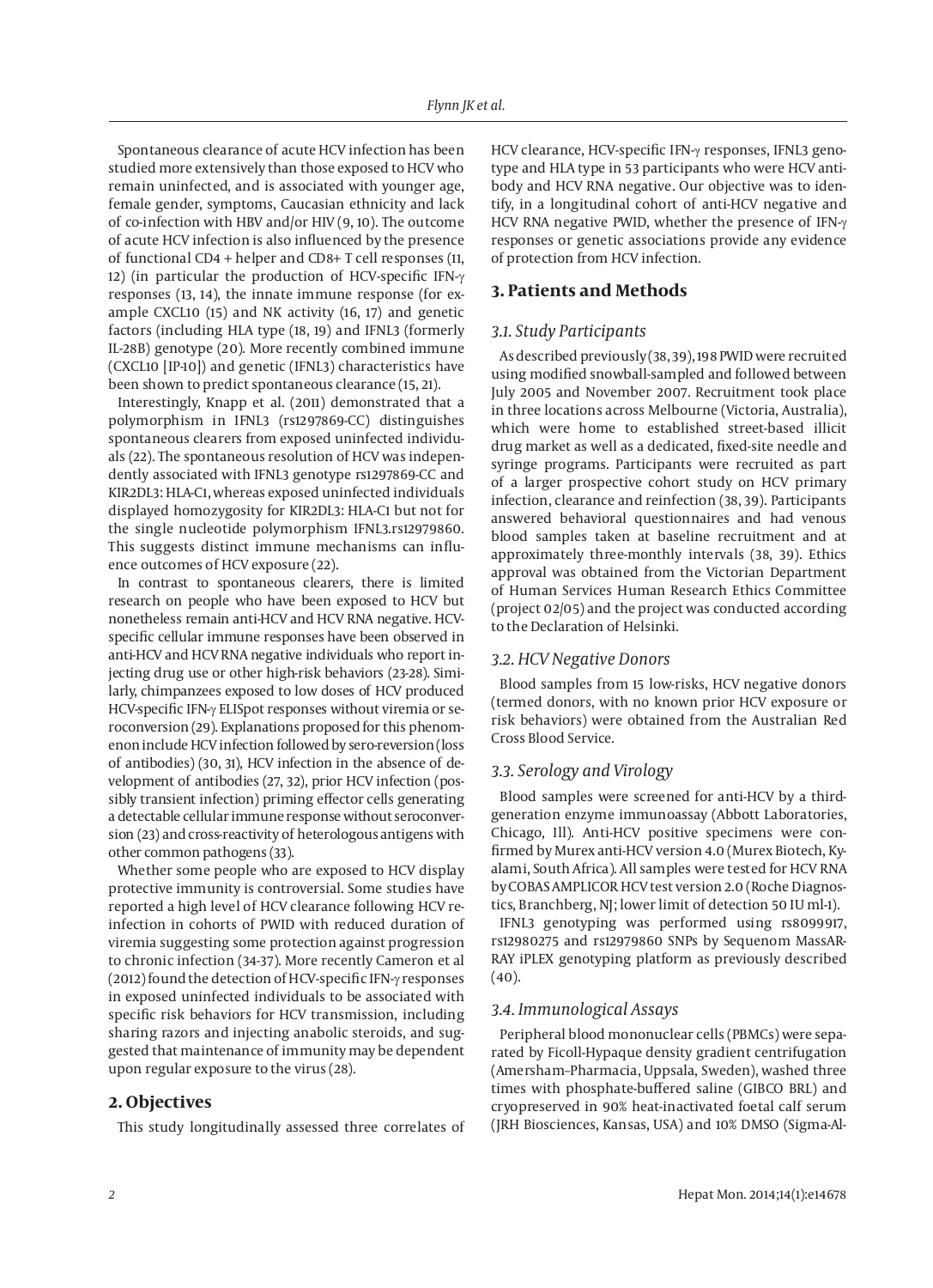Spontaneous clearance of acute HCV infection has been studied more extensively than those exposed to HCV who remain uninfected, and is associated with younger age, female gender, symptoms, Caucasian ethnicity and lack of co-infection with HBV and/or HIV (9, 10). The outcome of acute HCV infection is also influenced by the presence of functional CD4 + helper and CD8+ T cell responses (11, 12) (in particular the production of HCV-specific IFN-γ responses (13, 14), the innate immune response (for example CXCL10 (15) and NK activity (16, 17) and genetic factors (including HLA type (18, 19) and IFNL3 (formerly IL-28B) genotype (20). More recently combined immune (CXCL10 [IP-10]) and genetic (IFNL3) characteristics have been shown to predict spontaneous clearance (15, 21).

Interestingly, Knapp et al. (2011) demonstrated that a polymorphism in IFNL3 (rs1297869-CC) distinguishes spontaneous clearers from exposed uninfected individuals (22). The spontaneous resolution of HCV was independently associated with IFNL3 genotype rs1297869-CC and KIR2DL3: HLA-C1, whereas exposed uninfected individuals displayed homozygosity for KIR2DL3: HLA-C1 but not for the single nucleotide polymorphism IFNL3.rs12979860. This suggests distinct immune mechanisms can influence outcomes of HCV exposure (22).

In contrast to spontaneous clearers, there is limited research on people who have been exposed to HCV but nonetheless remain anti-HCV and HCV RNA negative. HCV-specific cellular immune responses have been observed in anti-HCV and HCV RNA negative individuals who report injecting drug use or other high-risk behaviors (23-28). Similarly, chimpanzees exposed to low doses of HCV produced HCV-specific IFN-γ ELISpot responses without viremia or seroconversion (29). Explanations proposed for this phenomenon include HCV infection followed by sero-reversion (loss of antibodies) (30, 31), HCV infection in the absence of development of antibodies (27, 32), prior HCV infection (possibly transient infection) priming effector cells generating a detectable cellular immune response without seroconversion (23) and cross-reactivity of heterologous antigens with other common pathogens (33).

Whether some people who are exposed to HCV display protective immunity is controversial. Some studies have reported a high level of HCV clearance following HCV reinfection in cohorts of PWID with reduced duration of viremia suggesting some protection against progression to chronic infection (34-37). More recently Cameron et al (2012) found the detection of HCV-specific IFN-γ responses in exposed uninfected individuals to be associated with specific risk behaviors for HCV transmission, including sharing razors and injecting anabolic steroids, and suggested that maintenance of immunity may be dependent upon regular exposure to the virus (28).

## 2. Objectives

This study longitudinally assessed three correlates of HCV clearance, HCV-specific IFN-γ responses, IFNL3 genotype and HLA type in 53 participants who were HCV antibody and HCV RNA negative. Our objective was to identify, in a longitudinal cohort of anti-HCV negative and HCV RNA negative PWID, whether the presence of IFN-γ responses or genetic associations provide any evidence of protection from HCV infection.

## 3. Patients and Methods

### 3.1. Study Participants

As described previously (38, 39), 198 PWID were recruited using modified snowball-sampled and followed between July 2005 and November 2007. Recruitment took place in three locations across Melbourne (Victoria, Australia), which were home to established street-based illicit drug market as well as a dedicated, fixed-site needle and syringe programs. Participants were recruited as part of a larger prospective cohort study on HCV primary infection, clearance and reinfection (38, 39). Participants answered behavioral questionnaires and had venous blood samples taken at baseline recruitment and at approximately three-monthly intervals (38, 39). Ethics approval was obtained from the Victorian Department of Human Services Human Research Ethics Committee (project 02/05) and the project was conducted according to the Declaration of Helsinki.

### 3.2. HCV Negative Donors

Blood samples from 15 low-risks, HCV negative donors (termed donors, with no known prior HCV exposure or risk behaviors) were obtained from the Australian Red Cross Blood Service.

### 3.3. Serology and Virology

Blood samples were screened for anti-HCV by a third-generation enzyme immunoassay (Abbott Laboratories, Chicago, Ill). Anti-HCV positive specimens were confirmed by Murex anti-HCV version 4.0 (Murex Biotech, Kyalami, South Africa). All samples were tested for HCV RNA by COBAS AMPLICOR HCV test version 2.0 (Roche Diagnostics, Branchberg, NJ; lower limit of detection 50 IU ml-1).

IFNL3 genotyping was performed using rs8099917, rs12980275 and rs12979860 SNPs by Sequenom MassARRAY iPLEX genotyping platform as previously described (40).

### 3.4. Immunological Assays

Peripheral blood mononuclear cells (PBMCs) were separated by Ficoll-Hypaque density gradient centrifugation (Amersham–Pharmacia, Uppsala, Sweden), washed three times with phosphate-buffered saline (GIBCO BRL) and cryopreserved in 90% heat-inactivated foetal calf serum (JRH Biosciences, Kansas, USA) and 10% DMSO (Sigma-Al-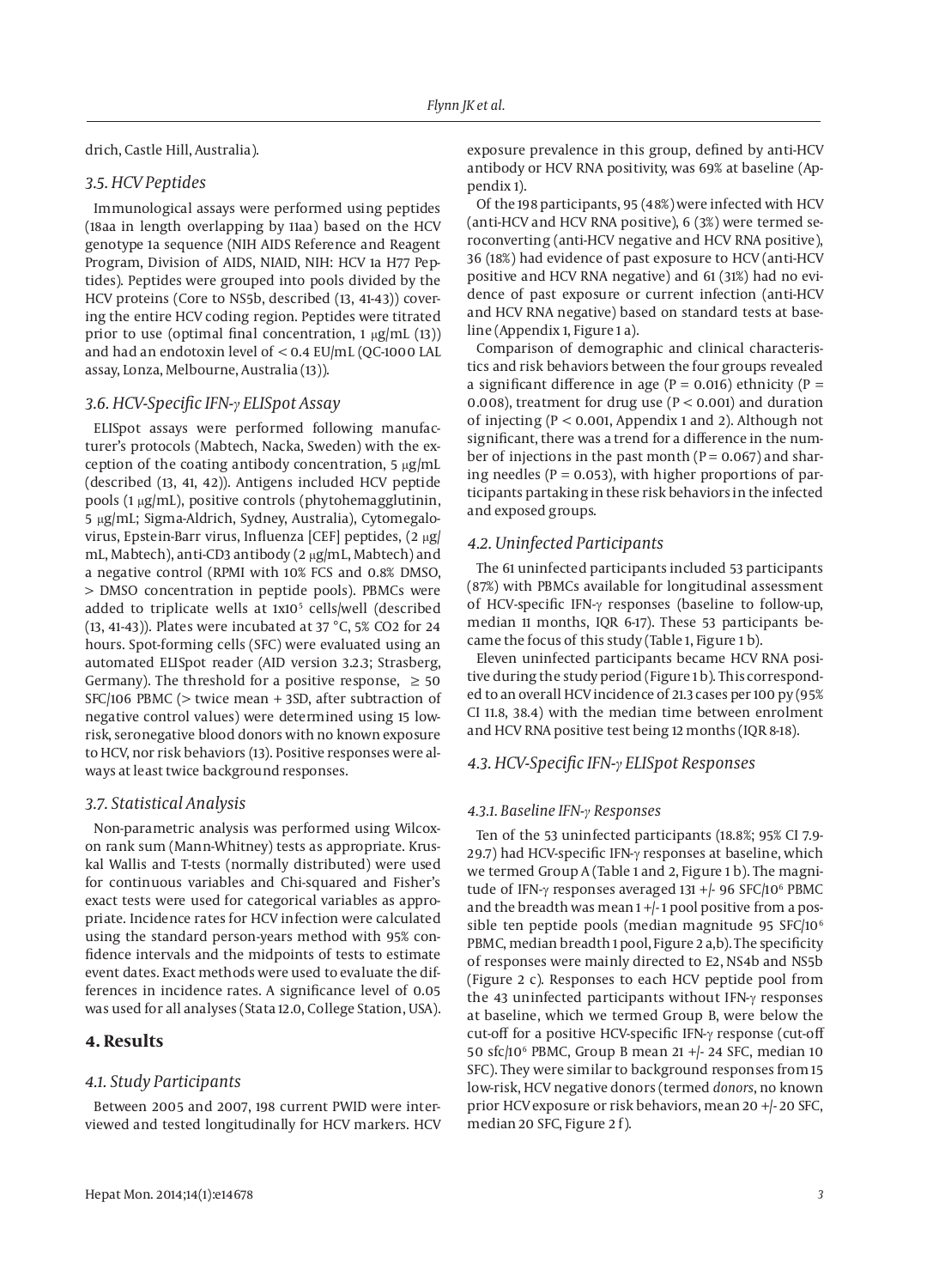drich, Castle Hill, Australia).

### 3.5. HCV Peptides

Immunological assays were performed using peptides (18aa in length overlapping by 11aa) based on the HCV genotype 1a sequence (NIH AIDS Reference and Reagent Program, Division of AIDS, NIAID, NIH: HCV 1a H77 Peptides). Peptides were grouped into pools divided by the HCV proteins (Core to NS5b, described (13, 41-43)) covering the entire HCV coding region. Peptides were titrated prior to use (optimal final concentration, 1 μg/mL (13)) and had an endotoxin level of < 0.4 EU/mL (QC-1000 LAL assay, Lonza, Melbourne, Australia (13)).

### 3.6. HCV-Specific IFN-γ ELISpot Assay

ELISpot assays were performed following manufacturer's protocols (Mabtech, Nacka, Sweden) with the exception of the coating antibody concentration, 5 μg/mL (described (13, 41, 42)). Antigens included HCV peptide pools (1 μg/mL), positive controls (phytohemagglutinin, 5 μg/mL; Sigma-Aldrich, Sydney, Australia), Cytomegalovirus, Epstein-Barr virus, Influenza [CEF] peptides, (2 μg/mL, Mabtech), anti-CD3 antibody (2 μg/mL, Mabtech) and a negative control (RPMI with 10% FCS and 0.8% DMSO, > DMSO concentration in peptide pools). PBMCs were added to triplicate wells at $1x10^5$ cells/well (described (13, 41-43)). Plates were incubated at 37 °C, 5% CO2 for 24 hours. Spot-forming cells (SFC) were evaluated using an automated ELISpot reader (AID version 3.2.3; Strasberg, Germany). The threshold for a positive response, ≥ 50 SFC/106 PBMC (> twice mean + 3SD, after subtraction of negative control values) were determined using 15 low-risk, seronegative blood donors with no known exposure to HCV, nor risk behaviors (13). Positive responses were always at least twice background responses.

### 3.7. Statistical Analysis

Non-parametric analysis was performed using Wilcoxon rank sum (Mann-Whitney) tests as appropriate. Kruskal Wallis and T-tests (normally distributed) were used for continuous variables and Chi-squared and Fisher's exact tests were used for categorical variables as appropriate. Incidence rates for HCV infection were calculated using the standard person-years method with 95% confidence intervals and the midpoints of tests to estimate event dates. Exact methods were used to evaluate the differences in incidence rates. A significance level of 0.05 was used for all analyses (Stata 12.0, College Station, USA).

## 4. Results

### 4.1. Study Participants

Between 2005 and 2007, 198 current PWID were interviewed and tested longitudinally for HCV markers. HCV exposure prevalence in this group, defined by anti-HCV antibody or HCV RNA positivity, was 69% at baseline (Appendix 1).

Of the 198 participants, 95 (48%) were infected with HCV (anti-HCV and HCV RNA positive), 6 (3%) were termed seroconverting (anti-HCV negative and HCV RNA positive), 36 (18%) had evidence of past exposure to HCV (anti-HCV positive and HCV RNA negative) and 61 (31%) had no evidence of past exposure or current infection (anti-HCV and HCV RNA negative) based on standard tests at baseline (Appendix 1, Figure 1 a).

Comparison of demographic and clinical characteristics and risk behaviors between the four groups revealed a significant difference in age (P = 0.016) ethnicity (P = 0.008), treatment for drug use (P < 0.001) and duration of injecting (P < 0.001, Appendix 1 and 2). Although not significant, there was a trend for a difference in the number of injections in the past month (P = 0.067) and sharing needles (P = 0.053), with higher proportions of participants partaking in these risk behaviors in the infected and exposed groups.

### 4.2. Uninfected Participants

The 61 uninfected participants included 53 participants (87%) with PBMCs available for longitudinal assessment of HCV-specific IFN-γ responses (baseline to follow-up, median 11 months, IQR 6-17). These 53 participants became the focus of this study (Table 1, Figure 1 b).

Eleven uninfected participants became HCV RNA positive during the study period (Figure 1 b). This corresponded to an overall HCV incidence of 21.3 cases per 100 py (95% CI 11.8, 38.4) with the median time between enrolment and HCV RNA positive test being 12 months (IQR 8-18).

### 4.3. HCV-Specific IFN-γ ELISpot Responses

#### 4.3.1. Baseline IFN-γ Responses

Ten of the 53 uninfected participants (18.8%; 95% CI 7.9-29.7) had HCV-specific IFN-γ responses at baseline, which we termed Group A (Table 1 and 2, Figure 1 b). The magnitude of IFN-γ responses averaged 131 +/- 96 SFC/$10^6$ PBMC and the breadth was mean 1 +/-1 pool positive from a possible ten peptide pools (median magnitude 95 SFC/$10^6$ PBMC, median breadth 1 pool, Figure 2 a,b). The specificity of responses were mainly directed to E2, NS4b and NS5b (Figure 2 c). Responses to each HCV peptide pool from the 43 uninfected participants without IFN-γ responses at baseline, which we termed Group B, were below the cut-off for a positive HCV-specific IFN-γ response (cut-off 50 sfc/$10^6$ PBMC, Group B mean 21 +/- 24 SFC, median 10 SFC). They were similar to background responses from 15 low-risk, HCV negative donors (termed *donors*, no known prior HCV exposure or risk behaviors, mean 20 +/- 20 SFC, median 20 SFC, Figure 2 f).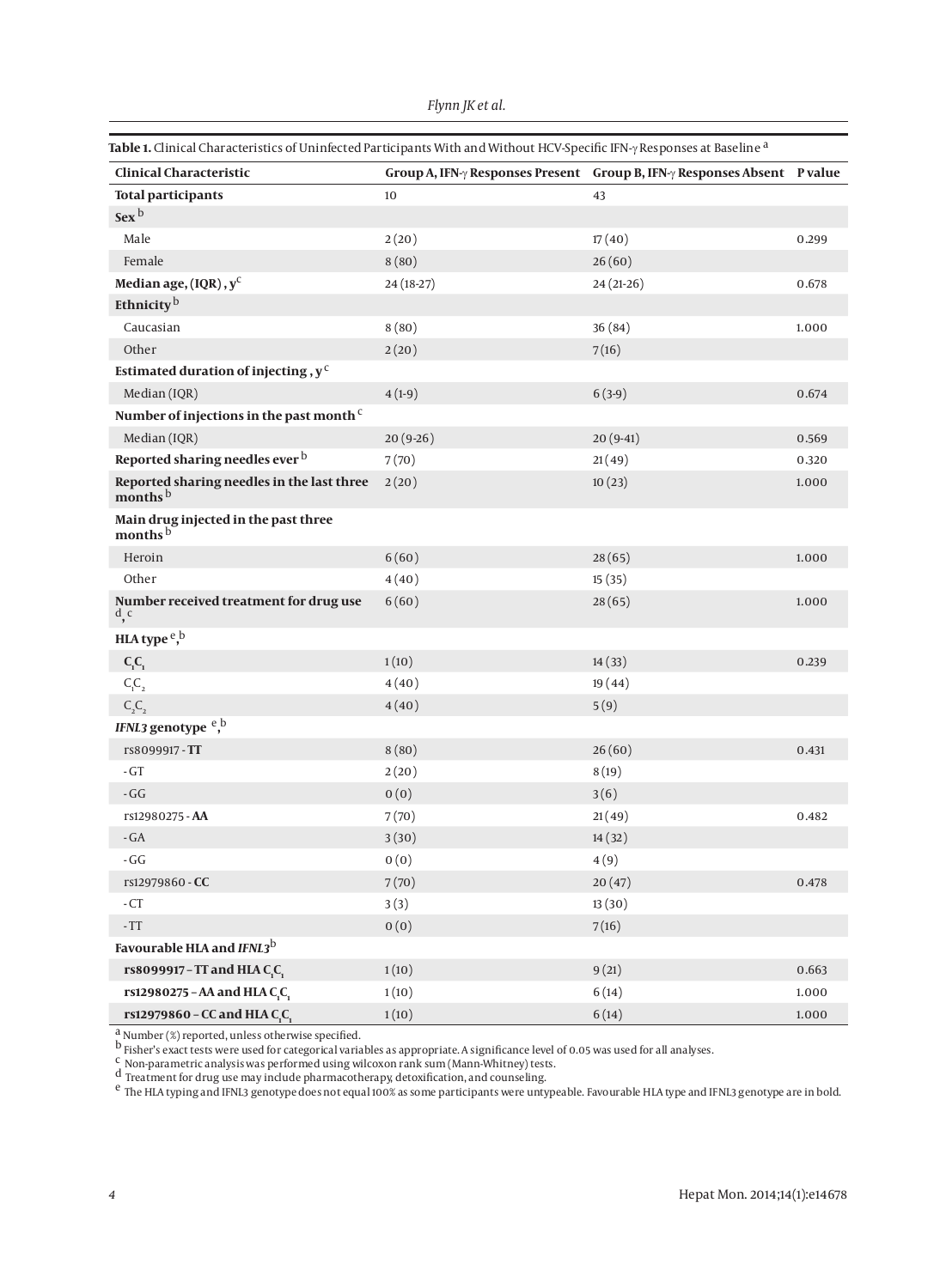**Table 1.** Clinical Characteristics of Uninfected Participants With and Without HCV-Specific IFN-γ Responses at Baseline [a]

| Clinical Characteristic | Group A, IFN-γ Responses Present | Group B, IFN-γ Responses Absent | P value |
|---|---|---|---|
| **Total participants** | 10 | 43 | |
| **Sex** [b] | | | |
| Male | 2 (20) | 17 (40) | 0.299 |
| Female | 8 (80) | 26 (60) | |
| **Median age, (IQR), y** [c] | 24 (18-27) | 24 (21-26) | 0.678 |
| **Ethnicity** [b] | | | |
| Caucasian | 8 (80) | 36 (84) | 1.000 |
| Other | 2 (20) | 7 (16) | |
| **Estimated duration of injecting, y** [c] | | | |
| Median (IQR) | 4 (1-9) | 6 (3-9) | 0.674 |
| **Number of injections in the past month** [c] | | | |
| Median (IQR) | 20 (9-26) | 20 (9-41) | 0.569 |
| **Reported sharing needles ever** [b] | 7 (70) | 21 (49) | 0.320 |
| **Reported sharing needles in the last three months** [b] | 2 (20) | 10 (23) | 1.000 |
| **Main drug injected in the past three months** [b] | | | |
| Heroin | 6 (60) | 28 (65) | 1.000 |
| Other | 4 (40) | 15 (35) | |
| **Number received treatment for drug use** [d, c] | 6 (60) | 28 (65) | 1.000 |
| **HLA type** [e, b] | | | |
| **$C_1C_1$** | 1 (10) | 14 (33) | 0.239 |
| $C_1C_2$ | 4 (40) | 19 (44) | |
| $C_2C_2$ | 4 (40) | 5 (9) | |
| ***IFNL3* genotype** [e, b] | | | |
| rs8099917 - **TT** | 8 (80) | 26 (60) | 0.431 |
| - GT | 2 (20) | 8 (19) | |
| - GG | 0 (0) | 3 (6) | |
| rs12980275 - **AA** | 7 (70) | 21 (49) | 0.482 |
| - GA | 3 (30) | 14 (32) | |
| - GG | 0 (0) | 4 (9) | |
| rs12979860 - **CC** | 7 (70) | 20 (47) | 0.478 |
| - CT | 3 (3) | 13 (30) | |
| - TT | 0 (0) | 7 (16) | |
| **Favourable HLA and *IFNL3*** [b] | | | |
| **rs8099917 – TT and HLA $C_1C_1$** | 1 (10) | 9 (21) | 0.663 |
| **rs12980275 – AA and HLA $C_1C_1$** | 1 (10) | 6 (14) | 1.000 |
| **rs12979860 – CC and HLA $C_1C_1$** | 1 (10) | 6 (14) | 1.000 |

[a] Number (%) reported, unless otherwise specified.

[b] Fisher's exact tests were used for categorical variables as appropriate. A significance level of 0.05 was used for all analyses.

[c] Non-parametric analysis was performed using wilcoxon rank sum (Mann-Whitney) tests.

[d] Treatment for drug use may include pharmacotherapy, detoxification, and counseling.

[e] The HLA typing and IFNL3 genotype does not equal 100% as some participants were untypeable. Favourable HLA type and IFNL3 genotype are in bold.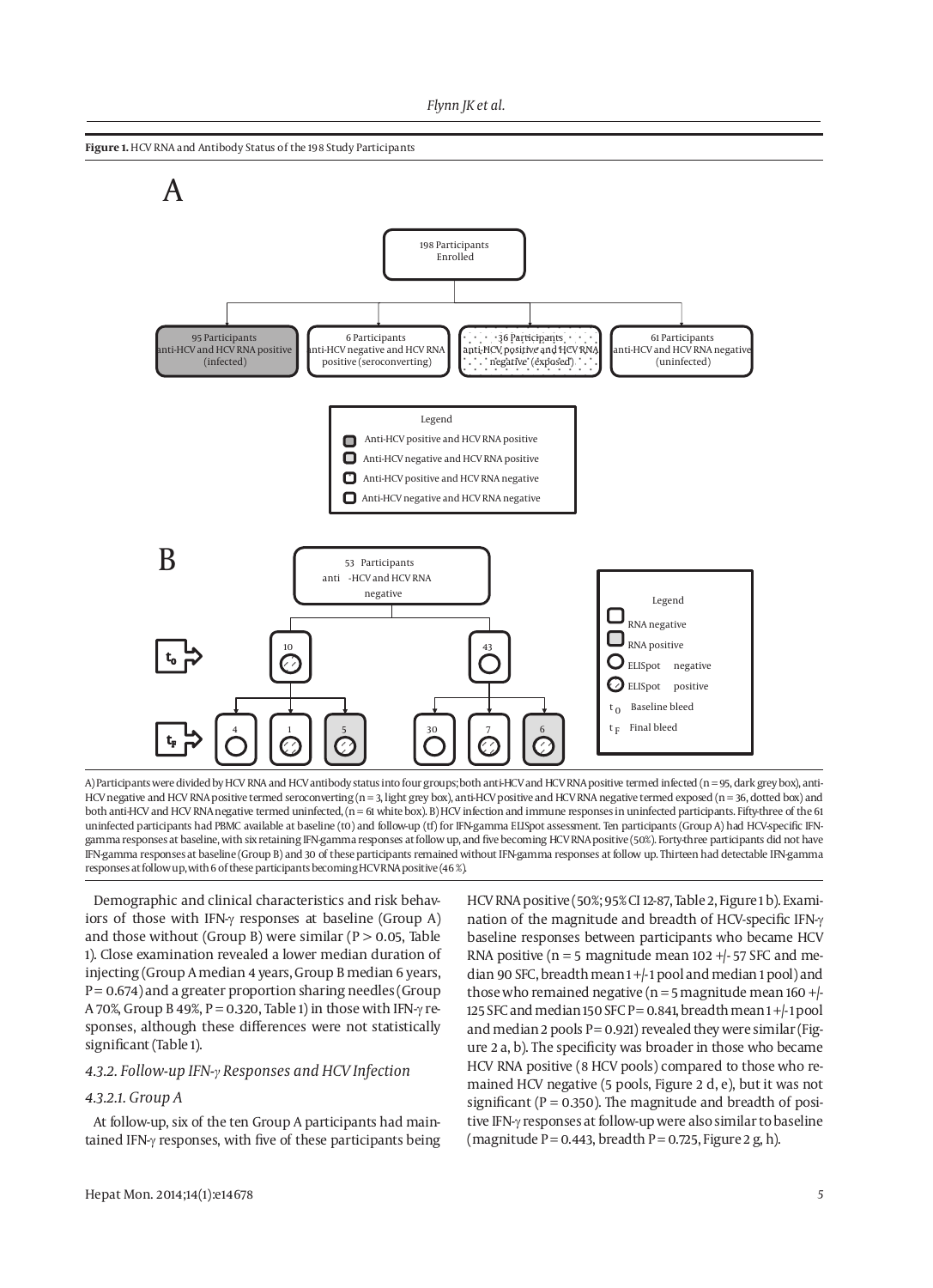**Figure 1.** HCV RNA and Antibody Status of the 198 Study Participants

A

198 Participants Enrolled

95 Participants anti-HCV and HCV RNA positive (infected)

6 Participants anti-HCV negative and HCV RNA positive (seroconverting)

36 Participants anti-HCV positive and HCV RNA negative (exposed)

61 Participants anti-HCV and HCV RNA negative (uninfected)

Legend
- Anti-HCV positive and HCV RNA positive
- Anti-HCV negative and HCV RNA positive
- Anti-HCV positive and HCV RNA negative
- Anti-HCV negative and HCV RNA negative

B

53 Participants anti -HCV and HCV RNA negative

$t_0$: 10, 43

$t_F$: 4, 1, 5, 30, 7, 6

Legend
- RNA negative
- RNA positive
- ELISpot negative
- ELISpot positive
- $t_0$ Baseline bleed
- $t_F$ Final bleed

A) Participants were divided by HCV RNA and HCV antibody status into four groups; both anti-HCV and HCV RNA positive termed infected (n = 95, dark grey box), anti-HCV negative and HCV RNA positive termed seroconverting (n = 3, light grey box), anti-HCV positive and HCV RNA negative termed exposed (n = 36, dotted box) and both anti-HCV and HCV RNA negative termed uninfected, (n = 61 white box). B) HCV infection and immune responses in uninfected participants. Fifty-three of the 61 uninfected participants had PBMC available at baseline (t0) and follow-up (tf) for IFN-gamma ELISpot assessment. Ten participants (Group A) had HCV-specific IFN-gamma responses at baseline, with six retaining IFN-gamma responses at follow up, and five becoming HCV RNA positive (50%). Forty-three participants did not have IFN-gamma responses at baseline (Group B) and 30 of these participants remained without IFN-gamma responses at follow up. Thirteen had detectable IFN-gamma responses at follow up, with 6 of these participants becoming HCV RNA positive (46 %).

Demographic and clinical characteristics and risk behaviors of those with IFN-γ responses at baseline (Group A) and those without (Group B) were similar (P > 0.05, Table 1). Close examination revealed a lower median duration of injecting (Group A median 4 years, Group B median 6 years, P = 0.674) and a greater proportion sharing needles (Group A 70%, Group B 49%, P = 0.320, Table 1) in those with IFN-γ responses, although these differences were not statistically significant (Table 1).

### *4.3.2. Follow-up IFN-γ Responses and HCV Infection*

#### *4.3.2.1. Group A*

At follow-up, six of the ten Group A participants had maintained IFN-γ responses, with five of these participants being HCV RNA positive (50%; 95% CI 12-87, Table 2, Figure 1 b). Examination of the magnitude and breadth of HCV-specific IFN-γ baseline responses between participants who became HCV RNA positive (n = 5 magnitude mean 102 +/- 57 SFC and median 90 SFC, breadth mean 1 +/-1 pool and median 1 pool) and those who remained negative (n = 5 magnitude mean 160 +/- 125 SFC and median 150 SFC P = 0.841, breadth mean 1 +/-1 pool and median 2 pools P = 0.921) revealed they were similar (Figure 2 a, b). The specificity was broader in those who became HCV RNA positive (8 HCV pools) compared to those who remained HCV negative (5 pools, Figure 2 d, e), but it was not significant (P = 0.350). The magnitude and breadth of positive IFN-γ responses at follow-up were also similar to baseline (magnitude P = 0.443, breadth P = 0.725, Figure 2 g, h).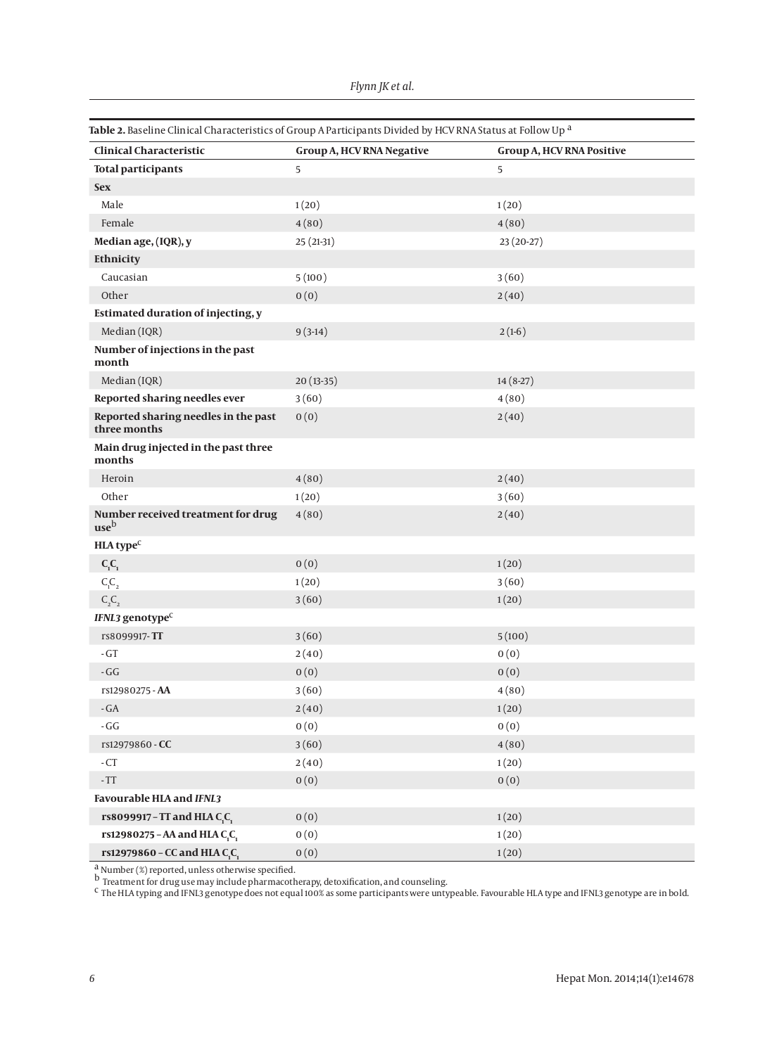**Table 2.** Baseline Clinical Characteristics of Group A Participants Divided by HCV RNA Status at Follow Up [a]

| Clinical Characteristic | Group A, HCV RNA Negative | Group A, HCV RNA Positive |
|---|---|---|
| **Total participants** | 5 | 5 |
| **Sex** | | |
| Male | 1 (20) | 1 (20) |
| Female | 4 (80) | 4 (80) |
| **Median age, (IQR), y** | 25 (21-31) | 23 (20-27) |
| **Ethnicity** | | |
| Caucasian | 5 (100) | 3 (60) |
| Other | 0 (0) | 2 (40) |
| **Estimated duration of injecting, y** | | |
| Median (IQR) | 9 (3-14) | 2 (1-6) |
| **Number of injections in the past month** | | |
| Median (IQR) | 20 (13-35) | 14 (8-27) |
| **Reported sharing needles ever** | 3 (60) | 4 (80) |
| **Reported sharing needles in the past three months** | 0 (0) | 2 (40) |
| **Main drug injected in the past three months** | | |
| Heroin | 4 (80) | 2 (40) |
| Other | 1 (20) | 3 (60) |
| **Number received treatment for drug use**[b] | 4 (80) | 2 (40) |
| **HLA type**[c] | | |
| $\mathbf{C_1C_1}$ | 0 (0) | 1 (20) |
| $C_1C_2$ | 1 (20) | 3 (60) |
| $C_2C_2$ | 3 (60) | 1 (20) |
| ***IFNL3* genotype**[c] | | |
| rs8099917- **TT** | 3 (60) | 5 (100) |
| - GT | 2 (40) | 0 (0) |
| - GG | 0 (0) | 0 (0) |
| rs12980275 - **AA** | 3 (60) | 4 (80) |
| - GA | 2 (40) | 1 (20) |
| - GG | 0 (0) | 0 (0) |
| rs12979860 - **CC** | 3 (60) | 4 (80) |
| - CT | 2 (40) | 1 (20) |
| - TT | 0 (0) | 0 (0) |
| **Favourable HLA and *IFNL3*** | | |
| **rs8099917 – TT and HLA $\mathbf{C_1C_1}$** | 0 (0) | 1 (20) |
| **rs12980275 – AA and HLA $\mathbf{C_1C_1}$** | 0 (0) | 1 (20) |
| **rs12979860 – CC and HLA $\mathbf{C_1C_1}$** | 0 (0) | 1 (20) |

[a] Number (%) reported, unless otherwise specified.

[b] Treatment for drug use may include pharmacotherapy, detoxification, and counseling.

[c] The HLA typing and IFNL3 genotype does not equal 100% as some participants were untypeable. Favourable HLA type and IFNL3 genotype are in bold.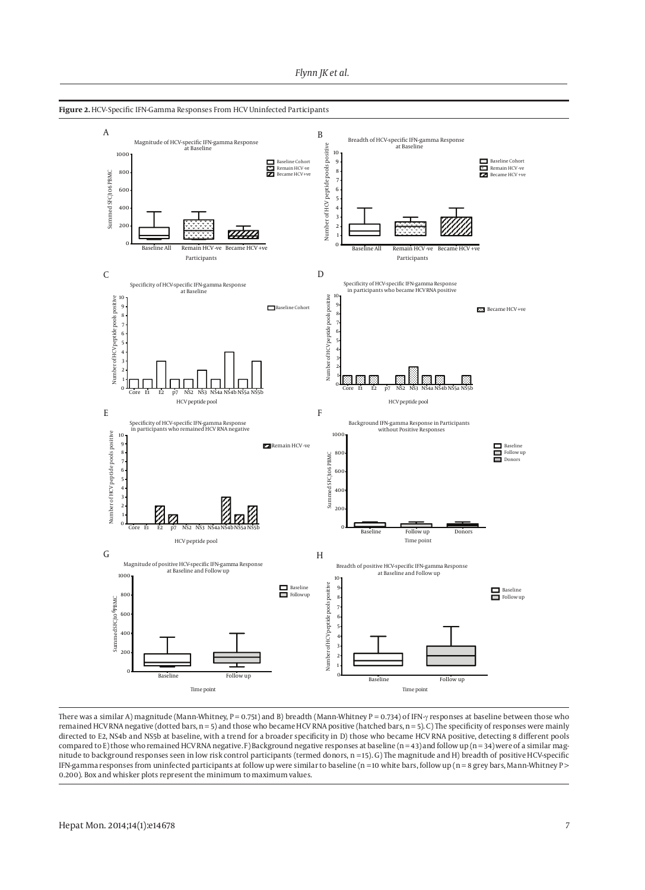**Figure 2.** HCV-Specific IFN-Gamma Responses From HCV Uninfected Participants

There was a similar A) magnitude (Mann-Whitney, P = 0.751) and B) breadth (Mann-Whitney P = 0.734) of IFN-γ responses at baseline between those who remained HCV RNA negative (dotted bars, n = 5) and those who became HCV RNA positive (hatched bars, n = 5). C) The specificity of responses were mainly directed to E2, NS4b and NS5b at baseline, with a trend for a broader specificity in D) those who became HCV RNA positive, detecting 8 different pools compared to E) those who remained HCV RNA negative. F) Background negative responses at baseline (n = 43) and follow up (n = 34) were of a similar magnitude to background responses seen in low risk control participants (termed donors, n = 15). G) The magnitude and H) breadth of positive HCV-specific IFN-gamma responses from uninfected participants at follow up were similar to baseline (n = 10 white bars, follow up (n = 8 grey bars, Mann-Whitney P > 0.200). Box and whisker plots represent the minimum to maximum values.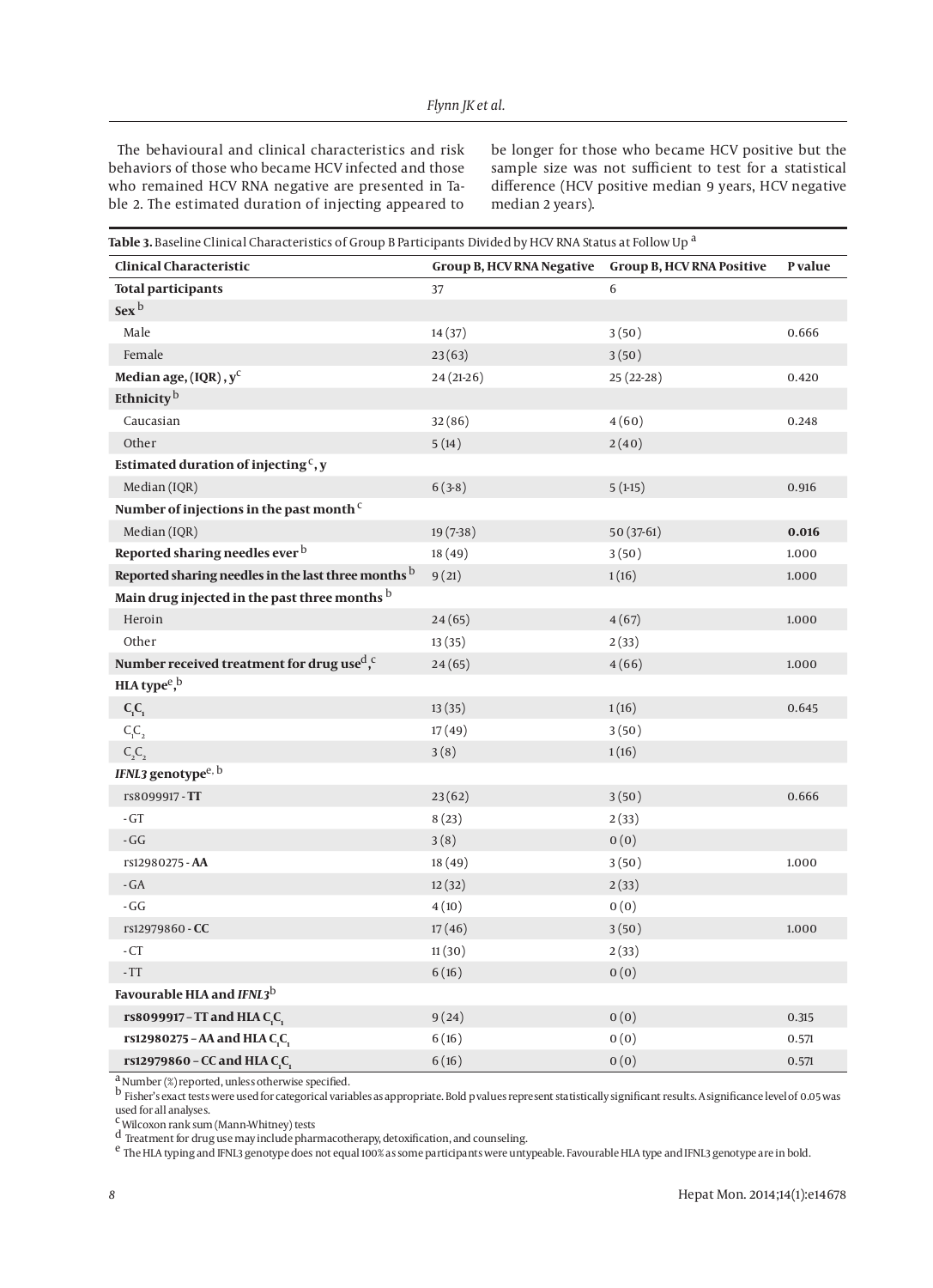The behavioural and clinical characteristics and risk behaviors of those who became HCV infected and those who remained HCV RNA negative are presented in Table 2. The estimated duration of injecting appeared to be longer for those who became HCV positive but the sample size was not sufficient to test for a statistical difference (HCV positive median 9 years, HCV negative median 2 years).

**Table 3.** Baseline Clinical Characteristics of Group B Participants Divided by HCV RNA Status at Follow Up [a]

| Clinical Characteristic | Group B, HCV RNA Negative | Group B, HCV RNA Positive | P value |
|---|---|---|---|
| **Total participants** | 37 | 6 | |
| **Sex** [b] | | | |
| Male | 14 (37) | 3 (50) | 0.666 |
| Female | 23 (63) | 3 (50) | |
| **Median age, (IQR), y** [c] | 24 (21-26) | 25 (22-28) | 0.420 |
| **Ethnicity** [b] | | | |
| Caucasian | 32 (86) | 4 (60) | 0.248 |
| Other | 5 (14) | 2 (40) | |
| **Estimated duration of injecting** [c]**, y** | | | |
| Median (IQR) | 6 (3-8) | 5 (1-15) | 0.916 |
| **Number of injections in the past month** [c] | | | |
| Median (IQR) | 19 (7-38) | 50 (37-61) | **0.016** |
| **Reported sharing needles ever** [b] | 18 (49) | 3 (50) | 1.000 |
| **Reported sharing needles in the last three months** [b] | 9 (21) | 1 (16) | 1.000 |
| **Main drug injected in the past three months** [b] | | | |
| Heroin | 24 (65) | 4 (67) | 1.000 |
| Other | 13 (35) | 2 (33) | |
| **Number received treatment for drug use** [d,c] | 24 (65) | 4 (66) | 1.000 |
| **HLA type** [e,b] | | | |
| **$C_1C_1$** | 13 (35) | 1 (16) | 0.645 |
| $C_1C_2$ | 17 (49) | 3 (50) | |
| $C_2C_2$ | 3 (8) | 1 (16) | |
| ***IFNL3*** **genotype** [e, b] | | | |
| rs8099917 - **TT** | 23 (62) | 3 (50) | 0.666 |
| - GT | 8 (23) | 2 (33) | |
| - GG | 3 (8) | 0 (0) | |
| rs12980275 - **AA** | 18 (49) | 3 (50) | 1.000 |
| - GA | 12 (32) | 2 (33) | |
| - GG | 4 (10) | 0 (0) | |
| rs12979860 - **CC** | 17 (46) | 3 (50) | 1.000 |
| - CT | 11 (30) | 2 (33) | |
| - TT | 6 (16) | 0 (0) | |
| **Favourable HLA and** ***IFNL3*** [b] | | | |
| **rs8099917 – TT and HLA $C_1C_1$** | 9 (24) | 0 (0) | 0.315 |
| **rs12980275 – AA and HLA $C_1C_1$** | 6 (16) | 0 (0) | 0.571 |
| **rs12979860 – CC and HLA $C_1C_1$** | 6 (16) | 0 (0) | 0.571 |

[a] Number (%) reported, unless otherwise specified.
[b] Fisher's exact tests were used for categorical variables as appropriate. Bold p values represent statistically significant results. A significance level of 0.05 was used for all analyses.
[c] Wilcoxon rank sum (Mann-Whitney) tests
[d] Treatment for drug use may include pharmacotherapy, detoxification, and counseling.
[e] The HLA typing and IFNL3 genotype does not equal 100% as some participants were untypeable. Favourable HLA type and IFNL3 genotype are in bold.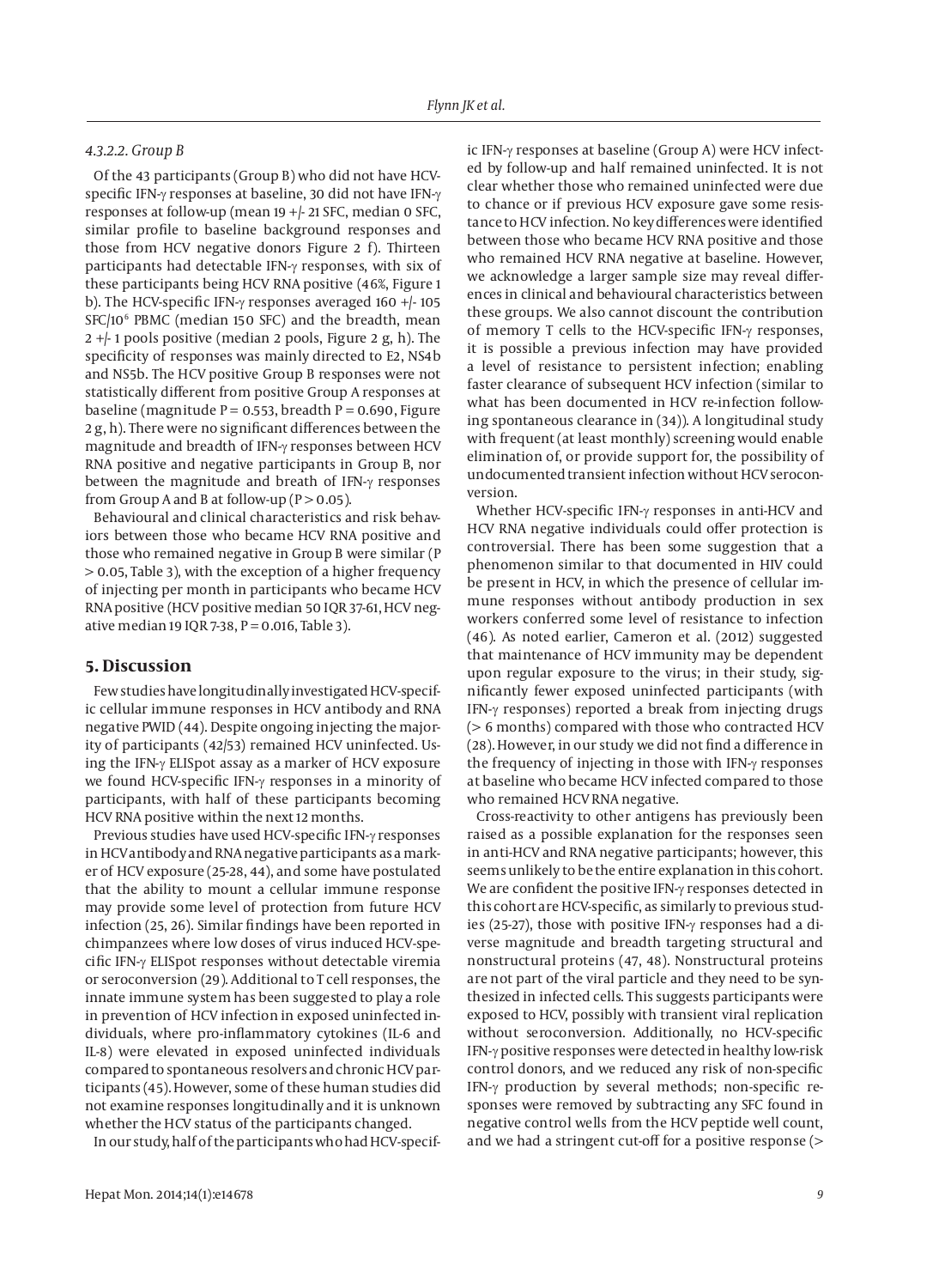#### 4.3.2.2. Group B

Of the 43 participants (Group B) who did not have HCV-specific IFN-γ responses at baseline, 30 did not have IFN-γ responses at follow-up (mean 19 +/- 21 SFC, median 0 SFC, similar profile to baseline background responses and those from HCV negative donors Figure 2 f). Thirteen participants had detectable IFN-γ responses, with six of these participants being HCV RNA positive (46%, Figure 1 b). The HCV-specific IFN-γ responses averaged 160 +/- 105 SFC/$10^6$ PBMC (median 150 SFC) and the breadth, mean 2 +/- 1 pools positive (median 2 pools, Figure 2 g, h). The specificity of responses was mainly directed to E2, NS4b and NS5b. The HCV positive Group B responses were not statistically different from positive Group A responses at baseline (magnitude $P = 0.553$, breadth $P = 0.690$, Figure 2 g, h). There were no significant differences between the magnitude and breadth of IFN-γ responses between HCV RNA positive and negative participants in Group B, nor between the magnitude and breath of IFN-γ responses from Group A and B at follow-up ($P > 0.05$).

Behavioural and clinical characteristics and risk behaviors between those who became HCV RNA positive and those who remained negative in Group B were similar ($P > 0.05$, Table 3), with the exception of a higher frequency of injecting per month in participants who became HCV RNA positive (HCV positive median 50 IQR 37-61, HCV negative median 19 IQR 7-38, $P = 0.016$, Table 3).

## 5. Discussion

Few studies have longitudinally investigated HCV-specific cellular immune responses in HCV antibody and RNA negative PWID (44). Despite ongoing injecting the majority of participants (42/53) remained HCV uninfected. Using the IFN-γ ELISpot assay as a marker of HCV exposure we found HCV-specific IFN-γ responses in a minority of participants, with half of these participants becoming HCV RNA positive within the next 12 months.

Previous studies have used HCV-specific IFN-γ responses in HCV antibody and RNA negative participants as a marker of HCV exposure (25-28, 44), and some have postulated that the ability to mount a cellular immune response may provide some level of protection from future HCV infection (25, 26). Similar findings have been reported in chimpanzees where low doses of virus induced HCV-specific IFN-γ ELISpot responses without detectable viremia or seroconversion (29). Additional to T cell responses, the innate immune system has been suggested to play a role in prevention of HCV infection in exposed uninfected individuals, where pro-inflammatory cytokines (IL-6 and IL-8) were elevated in exposed uninfected individuals compared to spontaneous resolvers and chronic HCV participants (45). However, some of these human studies did not examine responses longitudinally and it is unknown whether the HCV status of the participants changed.

In our study, half of the participants who had HCV-specific IFN-γ responses at baseline (Group A) were HCV infected by follow-up and half remained uninfected. It is not clear whether those who remained uninfected were due to chance or if previous HCV exposure gave some resistance to HCV infection. No key differences were identified between those who became HCV RNA positive and those who remained HCV RNA negative at baseline. However, we acknowledge a larger sample size may reveal differences in clinical and behavioural characteristics between these groups. We also cannot discount the contribution of memory T cells to the HCV-specific IFN-γ responses, it is possible a previous infection may have provided a level of resistance to persistent infection; enabling faster clearance of subsequent HCV infection (similar to what has been documented in HCV re-infection following spontaneous clearance in (34)). A longitudinal study with frequent (at least monthly) screening would enable elimination of, or provide support for, the possibility of undocumented transient infection without HCV seroconversion.

Whether HCV-specific IFN-γ responses in anti-HCV and HCV RNA negative individuals could offer protection is controversial. There has been some suggestion that a phenomenon similar to that documented in HIV could be present in HCV, in which the presence of cellular immune responses without antibody production in sex workers conferred some level of resistance to infection (46). As noted earlier, Cameron et al. (2012) suggested that maintenance of HCV immunity may be dependent upon regular exposure to the virus; in their study, significantly fewer exposed uninfected participants (with IFN-γ responses) reported a break from injecting drugs (> 6 months) compared with those who contracted HCV (28). However, in our study we did not find a difference in the frequency of injecting in those with IFN-γ responses at baseline who became HCV infected compared to those who remained HCV RNA negative.

Cross-reactivity to other antigens has previously been raised as a possible explanation for the responses seen in anti-HCV and RNA negative participants; however, this seems unlikely to be the entire explanation in this cohort. We are confident the positive IFN-γ responses detected in this cohort are HCV-specific, as similarly to previous studies (25-27), those with positive IFN-γ responses had a diverse magnitude and breadth targeting structural and nonstructural proteins (47, 48). Nonstructural proteins are not part of the viral particle and they need to be synthesized in infected cells. This suggests participants were exposed to HCV, possibly with transient viral replication without seroconversion. Additionally, no HCV-specific IFN-γ positive responses were detected in healthy low-risk control donors, and we reduced any risk of non-specific IFN-γ production by several methods; non-specific responses were removed by subtracting any SFC found in negative control wells from the HCV peptide well count, and we had a stringent cut-off for a positive response (>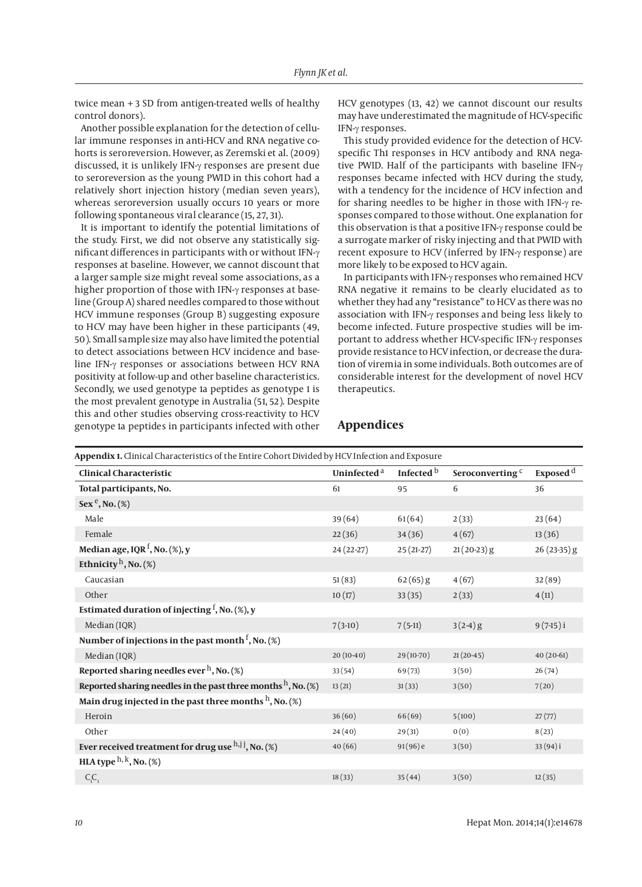twice mean + 3 SD from antigen-treated wells of healthy control donors).

Another possible explanation for the detection of cellular immune responses in anti-HCV and RNA negative cohorts is seroreversion. However, as Zeremski et al. (2009) discussed, it is unlikely IFN-γ responses are present due to seroreversion as the young PWID in this cohort had a relatively short injection history (median seven years), whereas seroreversion usually occurs 10 years or more following spontaneous viral clearance (15, 27, 31).

It is important to identify the potential limitations of the study. First, we did not observe any statistically significant differences in participants with or without IFN-γ responses at baseline. However, we cannot discount that a larger sample size might reveal some associations, as a higher proportion of those with IFN-γ responses at baseline (Group A) shared needles compared to those without HCV immune responses (Group B) suggesting exposure to HCV may have been higher in these participants (49, 50). Small sample size may also have limited the potential to detect associations between HCV incidence and baseline IFN-γ responses or associations between HCV RNA positivity at follow-up and other baseline characteristics. Secondly, we used genotype 1a peptides as genotype 1 is the most prevalent genotype in Australia (51, 52). Despite this and other studies observing cross-reactivity to HCV genotype 1a peptides in participants infected with other HCV genotypes (13, 42) we cannot discount our results may have underestimated the magnitude of HCV-specific IFN-γ responses.

This study provided evidence for the detection of HCV-specific Th1 responses in HCV antibody and RNA negative PWID. Half of the participants with baseline IFN-γ responses became infected with HCV during the study, with a tendency for the incidence of HCV infection and for sharing needles to be higher in those with IFN-γ responses compared to those without. One explanation for this observation is that a positive IFN-γ response could be a surrogate marker of risky injecting and that PWID with recent exposure to HCV (inferred by IFN-γ response) are more likely to be exposed to HCV again.

In participants with IFN-γ responses who remained HCV RNA negative it remains to be clearly elucidated as to whether they had any “resistance” to HCV as there was no association with IFN-γ responses and being less likely to become infected. Future prospective studies will be important to address whether HCV-specific IFN-γ responses provide resistance to HCV infection, or decrease the duration of viremia in some individuals. Both outcomes are of considerable interest for the development of novel HCV therapeutics.

## Appendices

**Appendix 1.** Clinical Characteristics of the Entire Cohort Divided by HCV Infection and Exposure

| Clinical Characteristic | Uninfected [a] | Infected [b] | Seroconverting [c] | Exposed [d] |
|---|---|---|---|---|
| **Total participants, No.** | 61 | 95 | 6 | 36 |
| **Sex [e], No. (%)** | | | | |
| Male | 39 (64) | 61 (64) | 2 (33) | 23 (64) |
| Female | 22 (36) | 34 (36) | 4 (67) | 13 (36) |
| **Median age, IQR [f], No. (%), y** | 24 (22-27) | 25 (21-27) | 21 (20-23) g | 26 (23-35) g |
| **Ethnicity [h], No. (%)** | | | | |
| Caucasian | 51 (83) | 62 (65) g | 4 (67) | 32 (89) |
| Other | 10 (17) | 33 (35) | 2 (33) | 4 (11) |
| **Estimated duration of injecting [f], No. (%), y** | | | | |
| Median (IQR) | 7 (3-10) | 7 (5-11) | 3 (2-4) g | 9 (7-15) i |
| **Number of injections in the past month [f], No. (%)** | | | | |
| Median (IQR) | 20 (10-40) | 29 (10-70) | 21 (20-45) | 40 (20-61) |
| **Reported sharing needles ever [h], No. (%)** | 33 (54) | 69 (73) | 3 (50) | 26 (74) |
| **Reported sharing needles in the past three months [h], No. (%)** | 13 (21) | 31 (33) | 3 (50) | 7 (20) |
| **Main drug injected in the past three months [h], No. (%)** | | | | |
| Heroin | 36 (60) | 66 (69) | 5 (100) | 27 (77) |
| Other | 24 (40) | 29 (31) | 0 (0) | 8 (23) |
| **Ever received treatment for drug use [h,j j], No. (%)** | 40 (66) | 91 (96) e | 3 (50) | 33 (94) i |
| **HLA type [h, k], No. (%)** | | | | |
| $C_1C_1$ | 18 (33) | 35 (44) | 3 (50) | 12 (35) |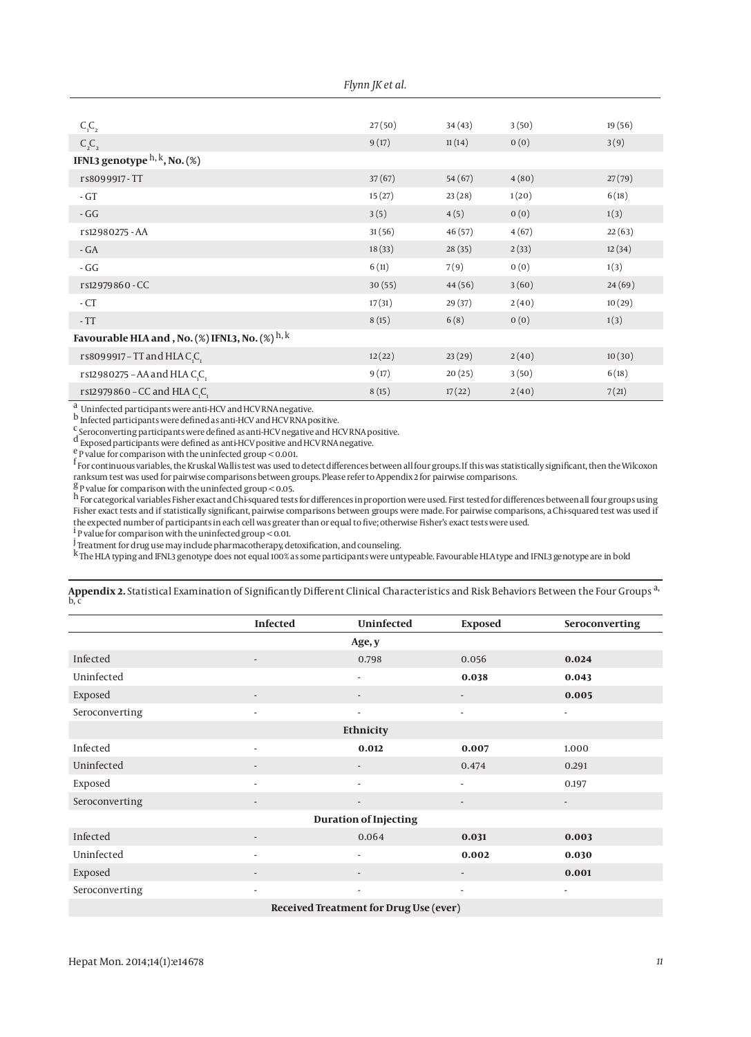| | | | | |
|---|---|---|---|---|
| $C_1C_2$ | 27 (50) | 34 (43) | 3 (50) | 19 (56) |
| $C_2C_2$ | 9 (17) | 11 (14) | 0 (0) | 3 (9) |
| **IFNL3 genotype** [h, k]**, No. (%)** | | | | |
| rs8099917 - TT | 37 (67) | 54 (67) | 4 (80) | 27 (79) |
| - GT | 15 (27) | 23 (28) | 1 (20) | 6 (18) |
| - GG | 3 (5) | 4 (5) | 0 (0) | 1 (3) |
| rs12980275 - AA | 31 (56) | 46 (57) | 4 (67) | 22 (63) |
| - GA | 18 (33) | 28 (35) | 2 (33) | 12 (34) |
| - GG | 6 (11) | 7 (9) | 0 (0) | 1 (3) |
| rs12979860 - CC | 30 (55) | 44 (56) | 3 (60) | 24 (69) |
| - CT | 17 (31) | 29 (37) | 2 (40) | 10 (29) |
| - TT | 8 (15) | 6 (8) | 0 (0) | 1 (3) |
| **Favourable HLA and , No. (%) IFNL3, No. (%)** [h, k] | | | | |
| rs8099917 – TT and HLA $C_1C_1$ | 12 (22) | 23 (29) | 2 (40) | 10 (30) |
| rs12980275 – AA and HLA $C_1C_1$ | 9 (17) | 20 (25) | 3 (50) | 6 (18) |
| rs12979860 – CC and HLA $C_1C_1$ | 8 (15) | 17 (22) | 2 (40) | 7 (21) |

[a] Uninfected participants were anti-HCV and HCV RNA negative.
[b] Infected participants were defined as anti-HCV and HCV RNA positive.
[c] Seroconverting participants were defined as anti-HCV negative and HCV RNA positive.
[d] Exposed participants were defined as anti-HCV positive and HCV RNA negative.
[e] P value for comparison with the uninfected group < 0.001.
[f] For continuous variables, the Kruskal Wallis test was used to detect differences between all four groups. If this was statistically significant, then the Wilcoxon ranksum test was used for pairwise comparisons between groups. Please refer to Appendix 2 for pairwise comparisons.
[g] P value for comparison with the uninfected group < 0.05.
[h] For categorical variables Fisher exact and Chi-squared tests for differences in proportion were used. First tested for differences between all four groups using Fisher exact tests and if statistically significant, pairwise comparisons between groups were made. For pairwise comparisons, a Chi-squared test was used if the expected number of participants in each cell was greater than or equal to five; otherwise Fisher's exact tests were used.
[i] P value for comparison with the uninfected group < 0.01.
[j] Treatment for drug use may include pharmacotherapy, detoxification, and counseling.
[k] The HLA typing and IFNL3 genotype does not equal 100% as some participants were untypeable. Favourable HLA type and IFNL3 genotype are in bold

**Appendix 2.** Statistical Examination of Significantly Different Clinical Characteristics and Risk Behaviors Between the Four Groups [a, b, c]

| | Infected | Uninfected | Exposed | Seroconverting |
|---|---|---|---|---|
| | | **Age, y** | | |
| Infected | - | 0.798 | 0.056 | **0.024** |
| Uninfected | | - | **0.038** | **0.043** |
| Exposed | - | - | - | **0.005** |
| Seroconverting | - | - | - | - |
| | | **Ethnicity** | | |
| Infected | - | **0.012** | **0.007** | 1.000 |
| Uninfected | - | - | 0.474 | 0.291 |
| Exposed | - | - | - | 0.197 |
| Seroconverting | - | - | - | - |
| | | **Duration of Injecting** | | |
| Infected | - | 0.064 | **0.031** | **0.003** |
| Uninfected | - | - | **0.002** | **0.030** |
| Exposed | - | - | - | **0.001** |
| Seroconverting | - | - | - | - |
| | | **Received Treatment for Drug Use (ever)** | | |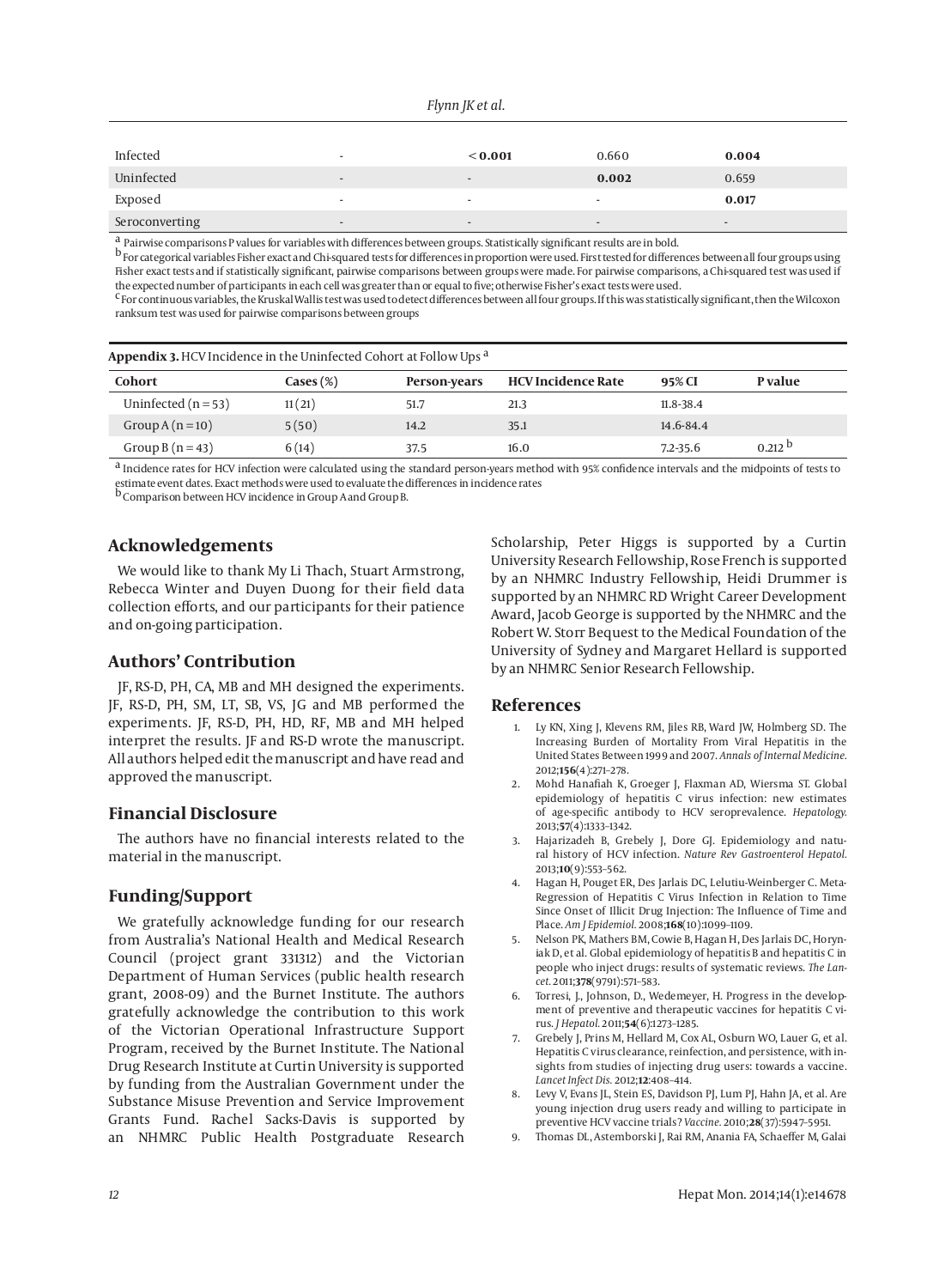| | | | | |
|---|---|---|---|---|
| Infected | - | **< 0.001** | 0.660 | **0.004** |
| Uninfected | - | - | **0.002** | 0.659 |
| Exposed | - | - | - | **0.017** |
| Seroconverting | - | - | - | - |

[a] Pairwise comparisons P values for variables with differences between groups. Statistically significant results are in bold.
[b] For categorical variables Fisher exact and Chi-squared tests for differences in proportion were used. First tested for differences between all four groups using Fisher exact tests and if statistically significant, pairwise comparisons between groups were made. For pairwise comparisons, a Chi-squared test was used if the expected number of participants in each cell was greater than or equal to five; otherwise Fisher's exact tests were used.
[c] For continuous variables, the Kruskal Wallis test was used to detect differences between all four groups. If this was statistically significant, then the Wilcoxon ranksum test was used for pairwise comparisons between groups

**Appendix 3.** HCV Incidence in the Uninfected Cohort at Follow Ups [a]

| Cohort | Cases (%) | Person-years | HCV Incidence Rate | 95% CI | P value |
|---|---|---|---|---|---|
| Uninfected (n = 53) | 11 (21) | 51.7 | 21.3 | 11.8-38.4 | |
| Group A (n = 10) | 5 (50) | 14.2 | 35.1 | 14.6-84.4 | |
| Group B (n = 43) | 6 (14) | 37.5 | 16.0 | 7.2-35.6 | 0.212 [b] |

[a] Incidence rates for HCV infection were calculated using the standard person-years method with 95% confidence intervals and the midpoints of tests to estimate event dates. Exact methods were used to evaluate the differences in incidence rates
[b] Comparison between HCV incidence in Group A and Group B.

## Acknowledgements

We would like to thank My Li Thach, Stuart Armstrong, Rebecca Winter and Duyen Duong for their field data collection efforts, and our participants for their patience and on-going participation.

## Authors' Contribution

JF, RS-D, PH, CA, MB and MH designed the experiments. JF, RS-D, PH, SM, LT, SB, VS, JG and MB performed the experiments. JF, RS-D, PH, HD, RF, MB and MH helped interpret the results. JF and RS-D wrote the manuscript. All authors helped edit the manuscript and have read and approved the manuscript.

## Financial Disclosure

The authors have no financial interests related to the material in the manuscript.

## Funding/Support

We gratefully acknowledge funding for our research from Australia's National Health and Medical Research Council (project grant 331312) and the Victorian Department of Human Services (public health research grant, 2008-09) and the Burnet Institute. The authors gratefully acknowledge the contribution to this work of the Victorian Operational Infrastructure Support Program, received by the Burnet Institute. The National Drug Research Institute at Curtin University is supported by funding from the Australian Government under the Substance Misuse Prevention and Service Improvement Grants Fund. Rachel Sacks-Davis is supported by an NHMRC Public Health Postgraduate Research Scholarship, Peter Higgs is supported by a Curtin University Research Fellowship, Rose French is supported by an NHMRC Industry Fellowship, Heidi Drummer is supported by an NHMRC RD Wright Career Development Award, Jacob George is supported by the NHMRC and the Robert W. Storr Bequest to the Medical Foundation of the University of Sydney and Margaret Hellard is supported by an NHMRC Senior Research Fellowship.

## References

1. Ly KN, Xing J, Klevens RM, Jiles RB, Ward JW, Holmberg SD. The Increasing Burden of Mortality From Viral Hepatitis in the United States Between 1999 and 2007. *Annals of Internal Medicine.* 2012;**156**(4):271–278.
2. Mohd Hanafiah K, Groeger J, Flaxman AD, Wiersma ST. Global epidemiology of hepatitis C virus infection: new estimates of age-specific antibody to HCV seroprevalence. *Hepatology.* 2013;**57**(4):1333–1342.
3. Hajarizadeh B, Grebely J, Dore GJ. Epidemiology and natural history of HCV infection. *Nature Rev Gastroenterol Hepatol.* 2013;**10**(9):553–562.
4. Hagan H, Pouget ER, Des Jarlais DC, Lelutiu-Weinberger C. Meta-Regression of Hepatitis C Virus Infection in Relation to Time Since Onset of Illicit Drug Injection: The Influence of Time and Place. *Am J Epidemiol.* 2008;**168**(10):1099–1109.
5. Nelson PK, Mathers BM, Cowie B, Hagan H, Des Jarlais DC, Horyniak D, et al. Global epidemiology of hepatitis B and hepatitis C in people who inject drugs: results of systematic reviews. *The Lancet.* 2011;**378**(9791):571–583.
6. Torresi, J., Johnson, D., Wedemeyer, H. Progress in the development of preventive and therapeutic vaccines for hepatitis C virus. *J Hepatol.* 2011;**54**(6):1273–1285.
7. Grebely J, Prins M, Hellard M, Cox AL, Osburn WO, Lauer G, et al. Hepatitis C virus clearance, reinfection, and persistence, with insights from studies of injecting drug users: towards a vaccine. *Lancet Infect Dis.* 2012;**12**:408–414.
8. Levy V, Evans JL, Stein ES, Davidson PJ, Lum PJ, Hahn JA, et al. Are young injection drug users ready and willing to participate in preventive HCV vaccine trials? *Vaccine.* 2010;**28**(37):5947–5951.
9. Thomas DL, Astemborski J, Rai RM, Anania FA, Schaeffer M, Galai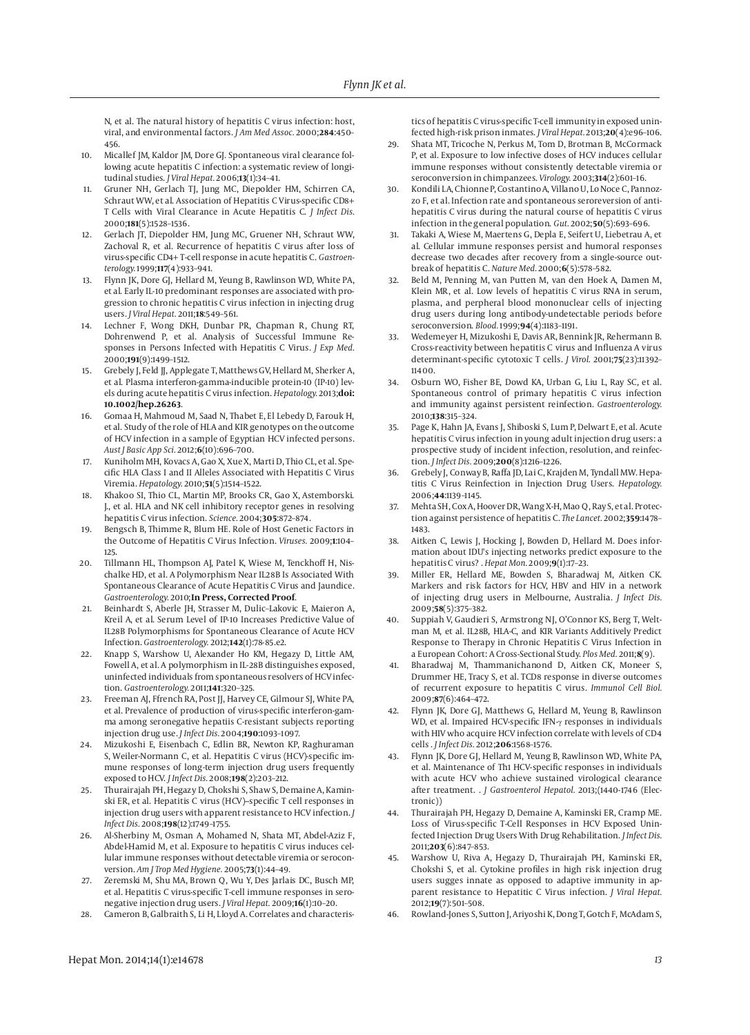N, et al. The natural history of hepatitis C virus infection: host, viral, and environmental factors. *J Am Med Assoc.* 2000;**284**:450–456.

10. Micallef JM, Kaldor JM, Dore GJ. Spontaneous viral clearance following acute hepatitis C infection: a systematic review of longitudinal studies. *J Viral Hepat.* 2006;**13**(1):34–41.
11. Gruner NH, Gerlach TJ, Jung MC, Diepolder HM, Schirren CA, Schraut WW, et al. Association of Hepatitis C Virus-specific CD8+ T Cells with Viral Clearance in Acute Hepatitis C. *J Infect Dis.* 2000;**181**(5):1528–1536.
12. Gerlach JT, Diepolder HM, Jung MC, Gruener NH, Schraut WW, Zachoval R, et al. Recurrence of hepatitis C virus after loss of virus-specific CD4+ T-cell response in acute hepatitis C. *Gastroenterology.* 1999;**117**(4):933–941.
13. Flynn JK, Dore GJ, Hellard M, Yeung B, Rawlinson WD, White PA, et al. Early IL-10 predominant responses are associated with progression to chronic hepatitis C virus infection in injecting drug users. *J Viral Hepat.* 2011;**18**:549–561.
14. Lechner F, Wong DKH, Dunbar PR, Chapman R, Chung RT, Dohrenwend P, et al. Analysis of Successful Immune Responses in Persons Infected with Hepatitis C Virus. *J Exp Med.* 2000;**191**(9):1499–1512.
15. Grebely J, Feld JJ, Applegate T, Matthews GV, Hellard M, Sherker A, et al. Plasma interferon-gamma-inducible protein-10 (IP-10) levels during acute hepatitis C virus infection. *Hepatology.* 2013;**doi: 10.1002/hep.26263**.
16. Gomaa H, Mahmoud M, Saad N, Thabet E, El Lebedy D, Farouk H, et al. Study of the role of HLA and KIR genotypes on the outcome of HCV infection in a sample of Egyptian HCV infected persons. *Aust J Basic App Sci.* 2012;**6**(10):696–700.
17. Kuniholm MH, Kovacs A, Gao X, Xue X, Marti D, Thio CL, et al. Specific HLA Class I and II Alleles Associated with Hepatitis C Virus Viremia. *Hepatology.* 2010;**51**(5):1514–1522.
18. Khakoo SI, Thio CL, Martin MP, Brooks CR, Gao X, Astemborski. J., et al. HLA and NK cell inhibitory receptor genes in resolving hepatitis C virus infection. *Science.* 2004;**305**:872–874.
19. Bengsch B, Thimme R, Blum HE. Role of Host Genetic Factors in the Outcome of Hepatitis C Virus Infection. *Viruses.* 2009;**1**:104–125.
20. Tillmann HL, Thompson AJ, Patel K, Wiese M, Tenckhoff H, Nischalke HD, et al. A Polymorphism Near IL28B Is Associated With Spontaneous Clearance of Acute Hepatitis C Virus and Jaundice. *Gastroenterology.* 2010;**In Press, Corrected Proof**.
21. Beinhardt S, Aberle JH, Strasser M, Dulic–Lakovic E, Maieron A, Kreil A, et al. Serum Level of IP-10 Increases Predictive Value of IL28B Polymorphisms for Spontaneous Clearance of Acute HCV Infection. *Gastroenterology.* 2012;**142**(1):78-85.e2.
22. Knapp S, Warshow U, Alexander Ho KM, Hegazy D, Little AM, Fowell A, et al. A polymorphism in IL-28B distinguishes exposed, uninfected individuals from spontaneous resolvers of HCV infection. *Gastroenterology.* 2011;**141**:320–325.
23. Freeman AJ, Ffrench RA, Post JJ, Harvey CE, Gilmour SJ, White PA, et al. Prevalence of production of virus-specific interferon-gamma among seronegative hepatiis C-resistant subjects reporting injection drug use. *J Infect Dis.* 2004;**190**:1093–1097.
24. Mizukoshi E, Eisenbach C, Edlin BR, Newton KP, Raghuraman S, Weiler-Normann C, et al. Hepatitis C virus (HCV)-specific immune responses of long-term injection drug users frequently exposed to HCV. *J Infect Dis.* 2008;**198**(2):203–212.
25. Thurairajah PH, Hegazy D, Chokshi S, Shaw S, Demaine A, Kaminski ER, et al. Hepatitis C virus (HCV)–specific T cell responses in injection drug users with apparent resistance to HCV infection. *J Infect Dis.* 2008;**198**(12):1749–1755.
26. Al-Sherbiny M, Osman A, Mohamed N, Shata MT, Abdel-Aziz F, Abdel-Hamid M, et al. Exposure to hepatitis C virus induces cellular immune responses without detectable viremia or seroconversion. *Am J Trop Med Hygiene.* 2005;**73**(1):44–49.
27. Zeremski M, Shu MA, Brown Q, Wu Y, Des Jarlais DC, Busch MP, et al. Hepatitis C virus-specific T-cell immune responses in seronegative injection drug users. *J Viral Hepat.* 2009;**16**(1):10–20.
28. Cameron B, Galbraith S, Li H, Lloyd A. Correlates and characteristics of hepatitis C virus-specific T-cell immunity in exposed uninfected high-risk prison inmates. *J Viral Hepat.* 2013;**20**(4):e96–106.
29. Shata MT, Tricoche N, Perkus M, Tom D, Brotman B, McCormack P, et al. Exposure to low infective doses of HCV induces cellular immune responses without consistently detectable viremia or seroconversion in chimpanzees. *Virology.* 2003;**314**(2):601–16.
30. Kondili LA, Chionne P, Costantino A, Villano U, Lo Noce C, Pannozzo F, et al. Infection rate and spontaneous seroreversion of anti-hepatitis C virus during the natural course of hepatitis C virus infection in the general population. *Gut.* 2002;**50**(5):693–696.
31. Takaki A, Wiese M, Maertens G, Depla E, Seifert U, Liebetrau A, et al. Cellular immune responses persist and humoral responses decrease two decades after recovery from a single-source outbreak of hepatitis C. *Nature Med.* 2000;**6**(5):578–582.
32. Beld M, Penning M, van Putten M, van den Hoek A, Damen M, Klein MR, et al. Low levels of hepatitis C virus RNA in serum, plasma, and perpheral blood mononuclear cells of injecting drug users during long antibody-undetectable periods before seroconversion. *Blood.* 1999;**94**(4):1183–1191.
33. Wedemeyer H, Mizukoshi E, Davis AR, Bennink JR, Rehermann B. Cross-reactivity between hepatitis C virus and Influenza A virus determinant-specific cytotoxic T cells. *J Virol.* 2001;**75**(23):11392–11400.
34. Osburn WO, Fisher BE, Dowd KA, Urban G, Liu L, Ray SC, et al. Spontaneous control of primary hepatitis C virus infection and immunity against persistent reinfection. *Gastroenterology.* 2010;**138**:315–324.
35. Page K, Hahn JA, Evans J, Shiboski S, Lum P, Delwart E, et al. Acute hepatitis C virus infection in young adult injection drug users: a prospective study of incident infection, resolution, and reinfection. *J Infect Dis.* 2009;**200**(8):1216–1226.
36. Grebely J, Conway B, Raffa JD, Lai C, Krajden M, Tyndall MW. Hepatitis C Virus Reinfection in Injection Drug Users. *Hepatology.* 2006;**44**:1139–1145.
37. Mehta SH, Cox A, Hoover DR, Wang X-H, Mao Q, Ray S, et al. Protection against persistence of hepatitis C. *The Lancet.* 2002;**359**:1478–1483.
38. Aitken C, Lewis J, Hocking J, Bowden D, Hellard M. Does information about IDU's injecting networks predict exposure to the hepatitis C virus? . *Hepat Mon.* 2009;**9**(1):17–23.
39. Miller ER, Hellard ME, Bowden S, Bharadwaj M, Aitken CK. Markers and risk factors for HCV, HBV and HIV in a network of injecting drug users in Melbourne, Australia. *J Infect Dis.* 2009;**58**(5):375–382.
40. Suppiah V, Gaudieri S, Armstrong NJ, O'Connor KS, Berg T, Weltman M, et al. IL28B, HLA-C, and KIR Variants Additively Predict Response to Therapy in Chronic Hepatitis C Virus Infection in a European Cohort: A Cross-Sectional Study. *Plos Med.* 2011;**8**(9).
41. Bharadwaj M, Thammanichanond D, Aitken CK, Moneer S, Drummer HE, Tracy S, et al. TCD8 response in diverse outcomes of recurrent exposure to hepatitis C virus. *Immunol Cell Biol.* 2009;**87**(6):464–472.
42. Flynn JK, Dore GJ, Matthews G, Hellard M, Yeung B, Rawlinson WD, et al. Impaired HCV-specific IFN-$\gamma$ responses in individuals with HIV who acquire HCV infection correlate with levels of CD4 cells . *J Infect Dis.* 2012;**206**:1568–1576.
43. Flynn JK, Dore GJ, Hellard M, Yeung B, Rawlinson WD, White PA, et al. Maintenance of Th1 HCV-specific responses in individuals with acute HCV who achieve sustained virological clearance after treatment. . *J Gastroenterol Hepatol.* 2013;(1440-1746 (Electronic))
44. Thurairajah PH, Hegazy D, Demaine A, Kaminski ER, Cramp ME. Loss of Virus-specific T-Cell Responses in HCV Exposed Uninfected Injection Drug Users With Drug Rehabilitation. *J Infect Dis.* 2011;**203**(6):847–853.
45. Warshow U, Riva A, Hegazy D, Thurairajah PH, Kaminski ER, Chokshi S, et al. Cytokine profiles in high risk injection drug users sugges innate as opposed to adaptive immunity in apparent resistance to Hepatitic C Virus infection. *J Viral Hepat.* 2012;**19**(7):501–508.
46. Rowland-Jones S, Sutton J, Ariyoshi K, Dong T, Gotch F, McAdam S,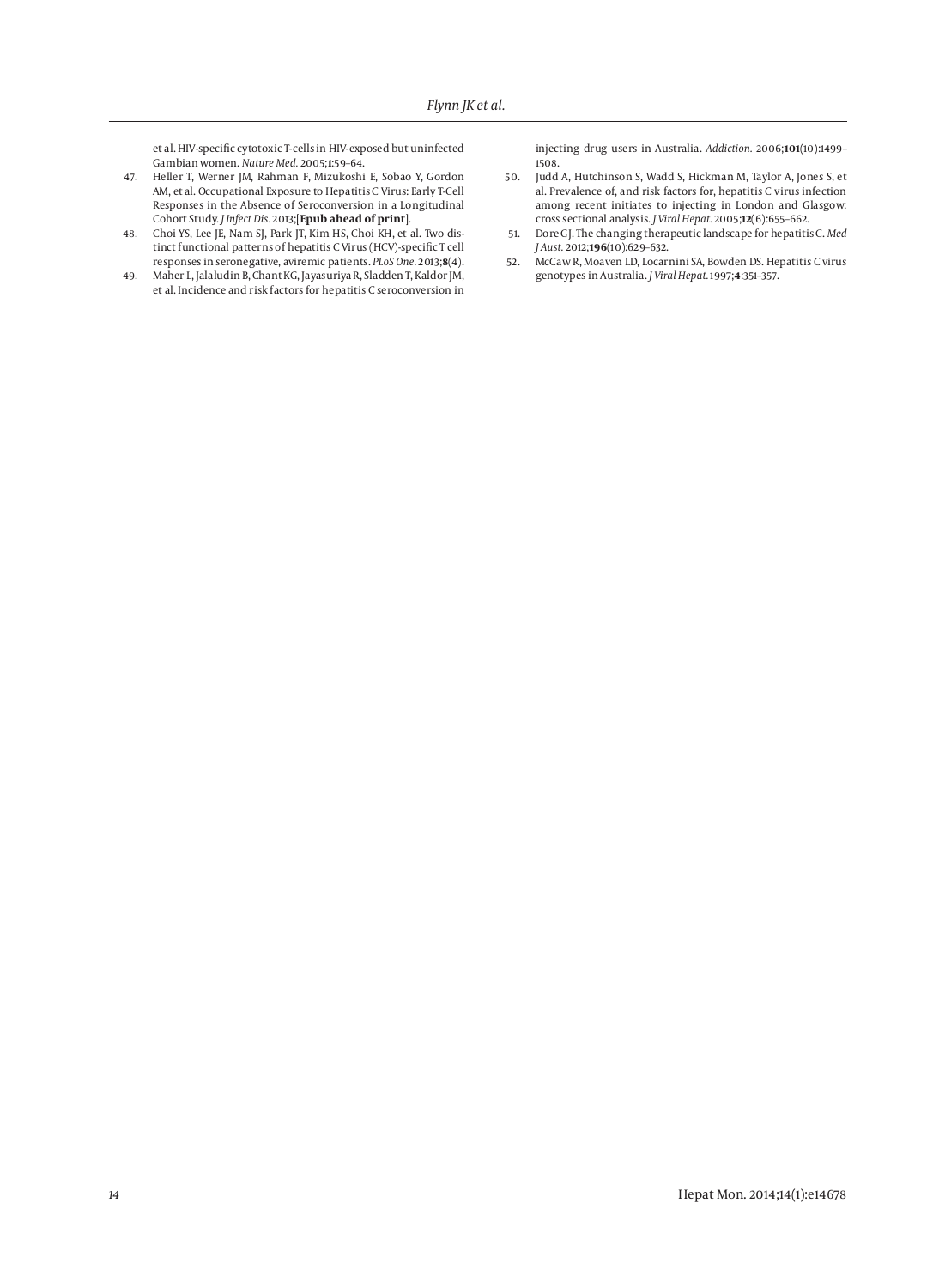et al. HIV-specific cytotoxic T-cells in HIV-exposed but uninfected Gambian women. *Nature Med.* 2005;**1**:59–64.

47. Heller T, Werner JM, Rahman F, Mizukoshi E, Sobao Y, Gordon AM, et al. Occupational Exposure to Hepatitis C Virus: Early T-Cell Responses in the Absence of Seroconversion in a Longitudinal Cohort Study. *J Infect Dis.* 2013;[**Epub ahead of print**].
48. Choi YS, Lee JE, Nam SJ, Park JT, Kim HS, Choi KH, et al. Two distinct functional patterns of hepatitis C Virus (HCV)-specific T cell responses in seronegative, aviremic patients. *PLoS One.* 2013;**8**(4).
49. Maher L, Jalaludin B, Chant KG, Jayasuriya R, Sladden T, Kaldor JM, et al. Incidence and risk factors for hepatitis C seroconversion in injecting drug users in Australia. *Addiction.* 2006;**101**(10):1499–1508.
50. Judd A, Hutchinson S, Wadd S, Hickman M, Taylor A, Jones S, et al. Prevalence of, and risk factors for, hepatitis C virus infection among recent initiates to injecting in London and Glasgow: cross sectional analysis. *J Viral Hepat.* 2005;**12**(6):655–662.
51. Dore GJ. The changing therapeutic landscape for hepatitis C. *Med J Aust.* 2012;**196**(10):629–632.
52. McCaw R, Moaven LD, Locarnini SA, Bowden DS. Hepatitis C virus genotypes in Australia. *J Viral Hepat.* 1997;**4**:351–357.